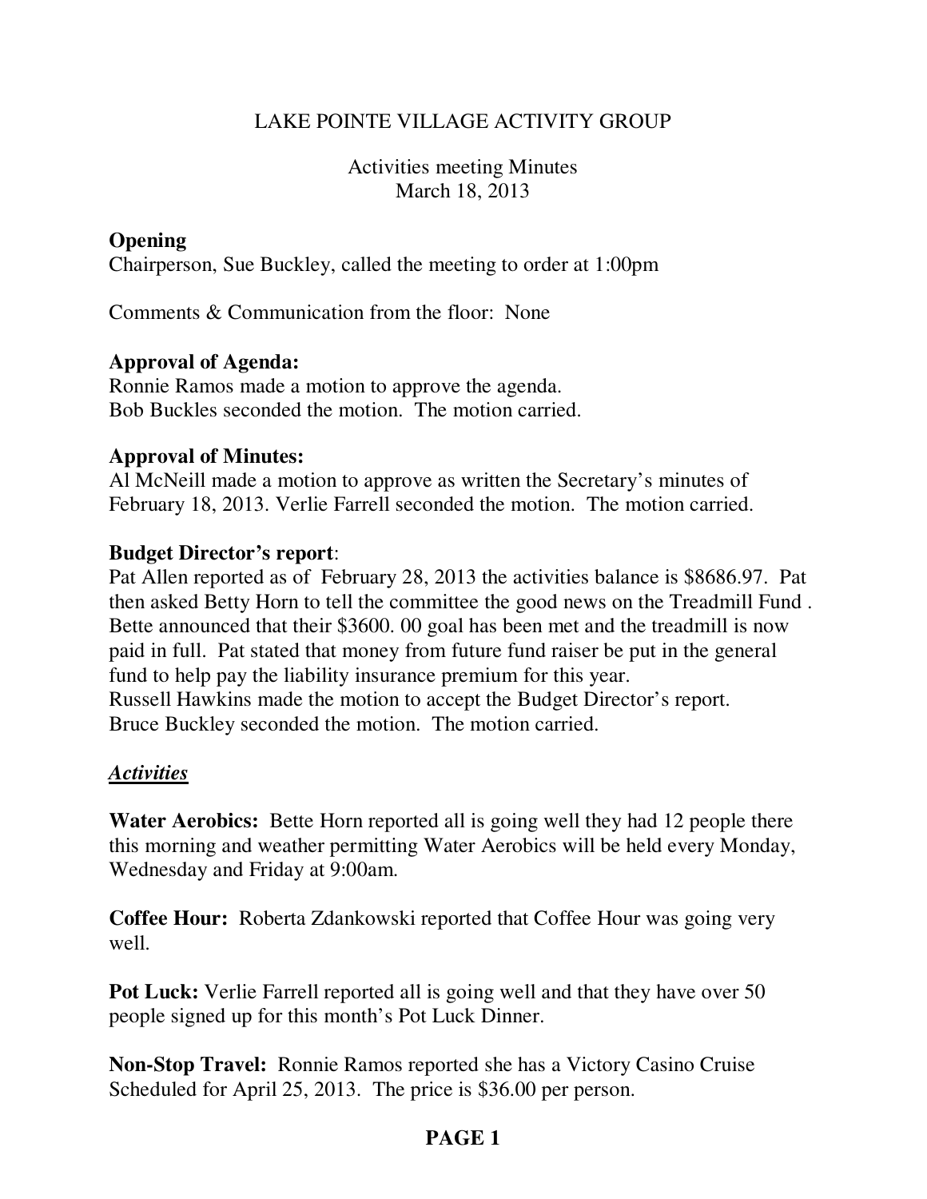# LAKE POINTE VILLAGE ACTIVITY GROUP

Activities meeting Minutes
March 18, 2013

**Opening**
Chairperson, Sue Buckley, called the meeting to order at 1:00pm

Comments & Communication from the floor: None

**Approval of Agenda:**
Ronnie Ramos made a motion to approve the agenda.
Bob Buckles seconded the motion. The motion carried.

**Approval of Minutes:**
Al McNeill made a motion to approve as written the Secretary's minutes of February 18, 2013. Verlie Farrell seconded the motion. The motion carried.

**Budget Director's report**:
Pat Allen reported as of February 28, 2013 the activities balance is $8686.97. Pat then asked Betty Horn to tell the committee the good news on the Treadmill Fund . Bette announced that their $3600. 00 goal has been met and the treadmill is now paid in full. Pat stated that money from future fund raiser be put in the general fund to help pay the liability insurance premium for this year.
Russell Hawkins made the motion to accept the Budget Director's report.
Bruce Buckley seconded the motion. The motion carried.

***Activities***

**Water Aerobics:** Bette Horn reported all is going well they had 12 people there this morning and weather permitting Water Aerobics will be held every Monday, Wednesday and Friday at 9:00am.

**Coffee Hour:** Roberta Zdankowski reported that Coffee Hour was going very well.

**Pot Luck:** Verlie Farrell reported all is going well and that they have over 50 people signed up for this month's Pot Luck Dinner.

**Non-Stop Travel:** Ronnie Ramos reported she has a Victory Casino Cruise Scheduled for April 25, 2013. The price is $36.00 per person.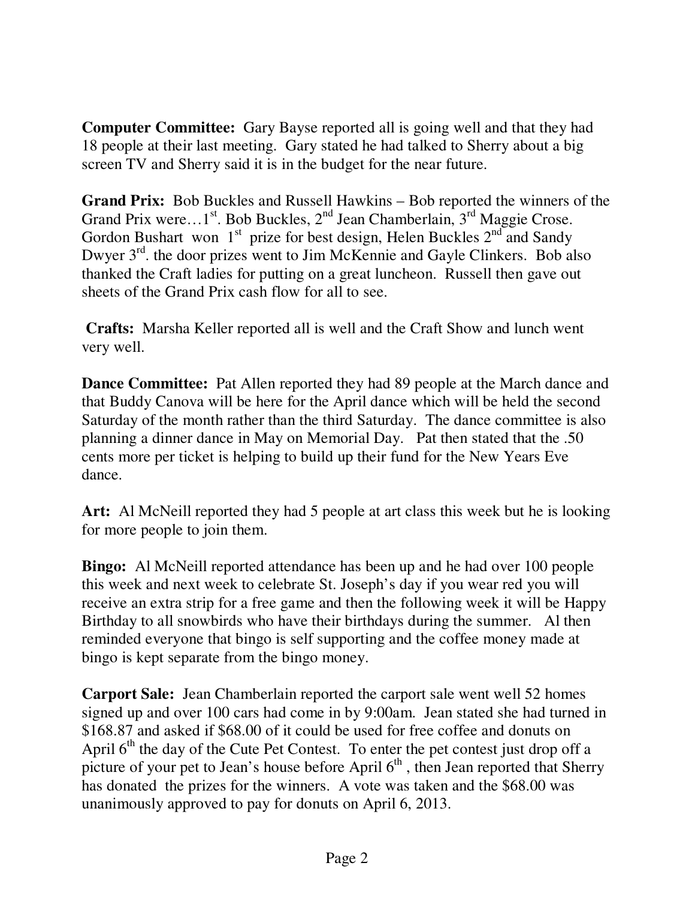**Computer Committee:** Gary Bayse reported all is going well and that they had 18 people at their last meeting. Gary stated he had talked to Sherry about a big screen TV and Sherry said it is in the budget for the near future.

**Grand Prix:** Bob Buckles and Russell Hawkins – Bob reported the winners of the Grand Prix were…1st. Bob Buckles, 2nd Jean Chamberlain, 3rd Maggie Crose. Gordon Bushart won 1st prize for best design, Helen Buckles 2nd and Sandy Dwyer 3rd. the door prizes went to Jim McKennie and Gayle Clinkers. Bob also thanked the Craft ladies for putting on a great luncheon. Russell then gave out sheets of the Grand Prix cash flow for all to see.

**Crafts:** Marsha Keller reported all is well and the Craft Show and lunch went very well.

**Dance Committee:** Pat Allen reported they had 89 people at the March dance and that Buddy Canova will be here for the April dance which will be held the second Saturday of the month rather than the third Saturday. The dance committee is also planning a dinner dance in May on Memorial Day. Pat then stated that the .50 cents more per ticket is helping to build up their fund for the New Years Eve dance.

**Art:** Al McNeill reported they had 5 people at art class this week but he is looking for more people to join them.

**Bingo:** Al McNeill reported attendance has been up and he had over 100 people this week and next week to celebrate St. Joseph's day if you wear red you will receive an extra strip for a free game and then the following week it will be Happy Birthday to all snowbirds who have their birthdays during the summer. Al then reminded everyone that bingo is self supporting and the coffee money made at bingo is kept separate from the bingo money.

**Carport Sale:** Jean Chamberlain reported the carport sale went well 52 homes signed up and over 100 cars had come in by 9:00am. Jean stated she had turned in $168.87 and asked if $68.00 of it could be used for free coffee and donuts on April 6th the day of the Cute Pet Contest. To enter the pet contest just drop off a picture of your pet to Jean's house before April 6th , then Jean reported that Sherry has donated the prizes for the winners. A vote was taken and the $68.00 was unanimously approved to pay for donuts on April 6, 2013.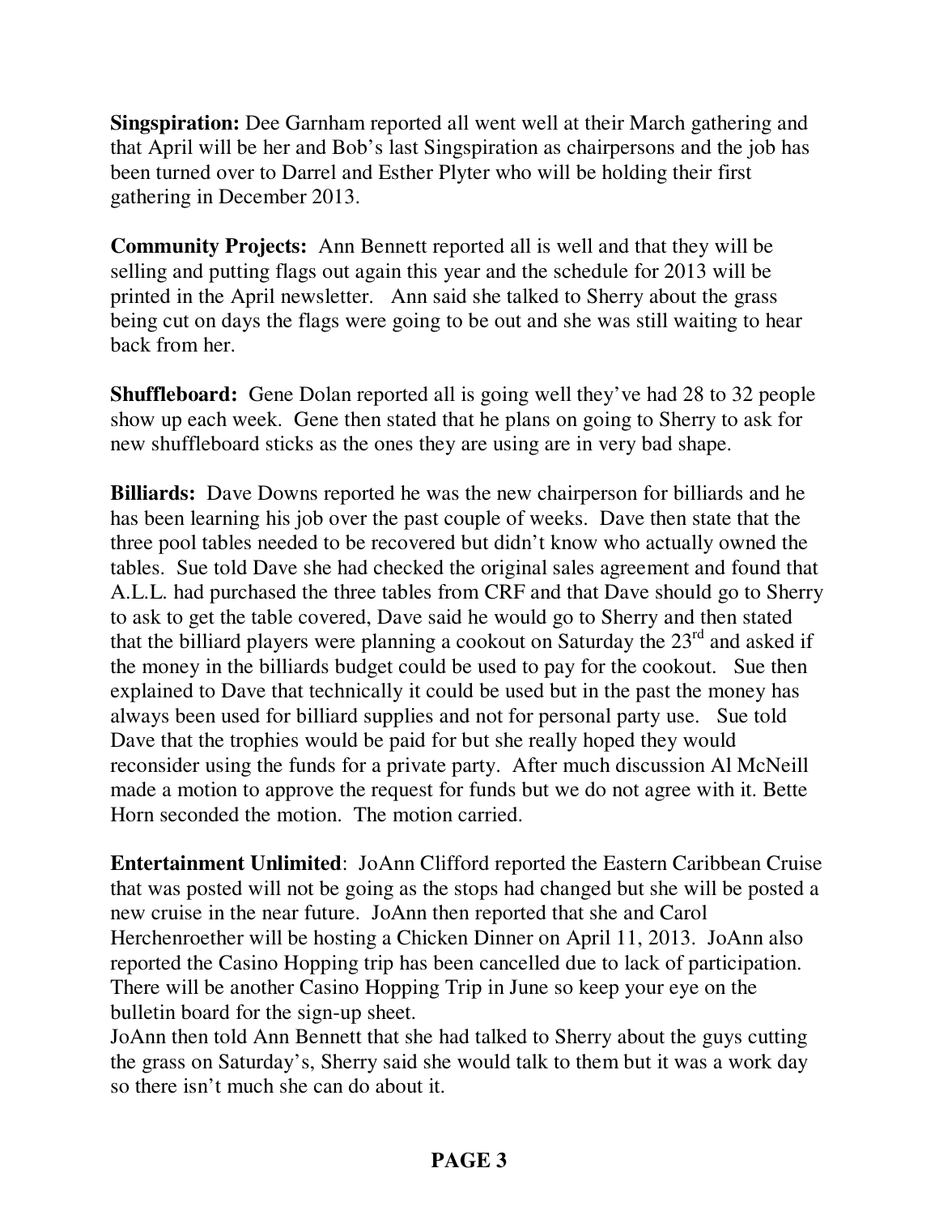**Singspiration:** Dee Garnham reported all went well at their March gathering and that April will be her and Bob's last Singspiration as chairpersons and the job has been turned over to Darrel and Esther Plyter who will be holding their first gathering in December 2013.

**Community Projects:** Ann Bennett reported all is well and that they will be selling and putting flags out again this year and the schedule for 2013 will be printed in the April newsletter. Ann said she talked to Sherry about the grass being cut on days the flags were going to be out and she was still waiting to hear back from her.

**Shuffleboard:** Gene Dolan reported all is going well they've had 28 to 32 people show up each week. Gene then stated that he plans on going to Sherry to ask for new shuffleboard sticks as the ones they are using are in very bad shape.

**Billiards:** Dave Downs reported he was the new chairperson for billiards and he has been learning his job over the past couple of weeks. Dave then state that the three pool tables needed to be recovered but didn't know who actually owned the tables. Sue told Dave she had checked the original sales agreement and found that A.L.L. had purchased the three tables from CRF and that Dave should go to Sherry to ask to get the table covered, Dave said he would go to Sherry and then stated that the billiard players were planning a cookout on Saturday the 23rd and asked if the money in the billiards budget could be used to pay for the cookout. Sue then explained to Dave that technically it could be used but in the past the money has always been used for billiard supplies and not for personal party use. Sue told Dave that the trophies would be paid for but she really hoped they would reconsider using the funds for a private party. After much discussion Al McNeill made a motion to approve the request for funds but we do not agree with it. Bette Horn seconded the motion. The motion carried.

**Entertainment Unlimited**: JoAnn Clifford reported the Eastern Caribbean Cruise that was posted will not be going as the stops had changed but she will be posted a new cruise in the near future. JoAnn then reported that she and Carol Herchenroether will be hosting a Chicken Dinner on April 11, 2013. JoAnn also reported the Casino Hopping trip has been cancelled due to lack of participation. There will be another Casino Hopping Trip in June so keep your eye on the bulletin board for the sign-up sheet.

JoAnn then told Ann Bennett that she had talked to Sherry about the guys cutting the grass on Saturday's, Sherry said she would talk to them but it was a work day so there isn't much she can do about it.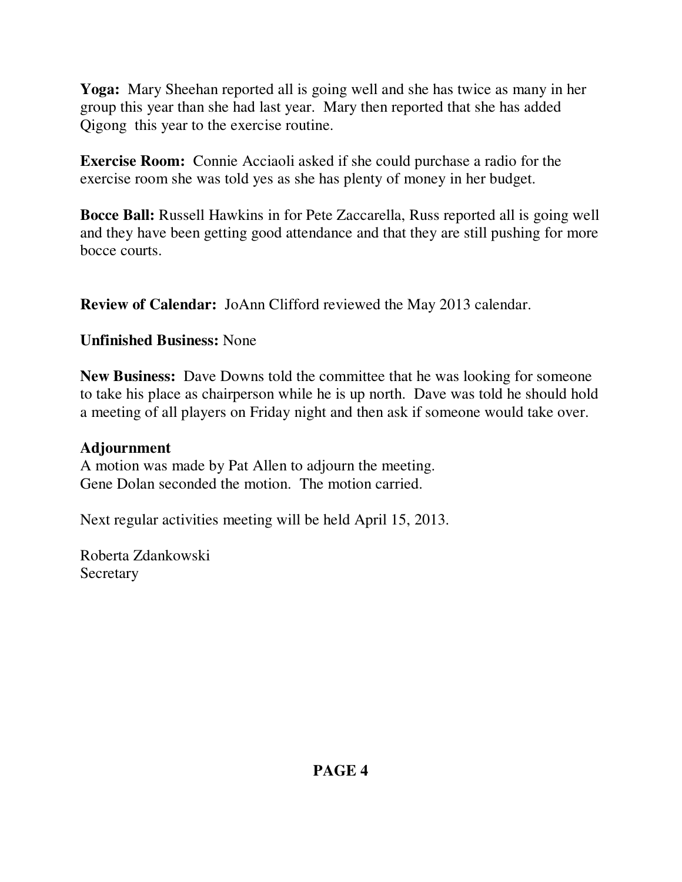**Yoga:** Mary Sheehan reported all is going well and she has twice as many in her group this year than she had last year. Mary then reported that she has added Qigong this year to the exercise routine.

**Exercise Room:** Connie Acciaoli asked if she could purchase a radio for the exercise room she was told yes as she has plenty of money in her budget.

**Bocce Ball:** Russell Hawkins in for Pete Zaccarella, Russ reported all is going well and they have been getting good attendance and that they are still pushing for more bocce courts.

**Review of Calendar:** JoAnn Clifford reviewed the May 2013 calendar.

**Unfinished Business:** None

**New Business:** Dave Downs told the committee that he was looking for someone to take his place as chairperson while he is up north. Dave was told he should hold a meeting of all players on Friday night and then ask if someone would take over.

**Adjournment**

A motion was made by Pat Allen to adjourn the meeting.
Gene Dolan seconded the motion. The motion carried.

Next regular activities meeting will be held April 15, 2013.

Roberta Zdankowski
Secretary